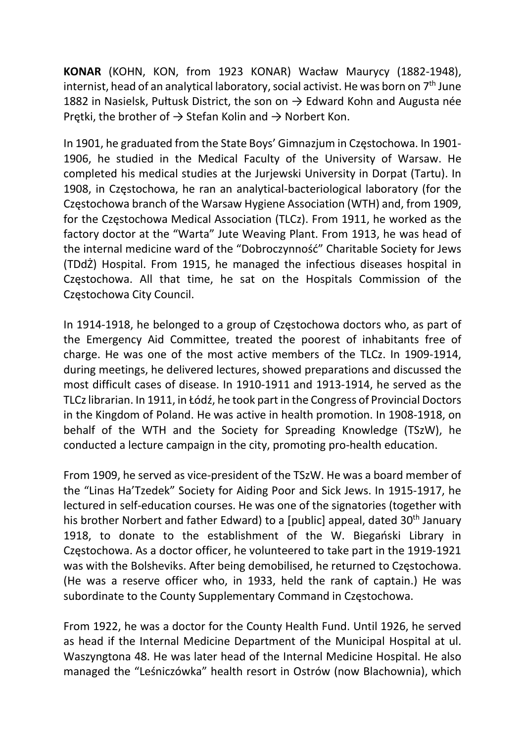**KONAR** (KOHN, KON, from 1923 KONAR) Wacław Maurycy (1882-1948), internist, head of an analytical laboratory, social activist. He was born on 7th June 1882 in Nasielsk, Pułtusk District, the son on → Edward Kohn and Augusta née Prętki, the brother of → Stefan Kolin and → Norbert Kon.

In 1901, he graduated from the State Boys' Gimnazjum in Częstochowa. In 1901-1906, he studied in the Medical Faculty of the University of Warsaw. He completed his medical studies at the Jurjewski University in Dorpat (Tartu). In 1908, in Częstochowa, he ran an analytical-bacteriological laboratory (for the Częstochowa branch of the Warsaw Hygiene Association (WTH) and, from 1909, for the Częstochowa Medical Association (TLCz). From 1911, he worked as the factory doctor at the "Warta" Jute Weaving Plant. From 1913, he was head of the internal medicine ward of the "Dobroczynność" Charitable Society for Jews (TDdŻ) Hospital. From 1915, he managed the infectious diseases hospital in Częstochowa. All that time, he sat on the Hospitals Commission of the Częstochowa City Council.

In 1914-1918, he belonged to a group of Częstochowa doctors who, as part of the Emergency Aid Committee, treated the poorest of inhabitants free of charge. He was one of the most active members of the TLCz. In 1909-1914, during meetings, he delivered lectures, showed preparations and discussed the most difficult cases of disease. In 1910-1911 and 1913-1914, he served as the TLCz librarian. In 1911, in Łódź, he took part in the Congress of Provincial Doctors in the Kingdom of Poland. He was active in health promotion. In 1908-1918, on behalf of the WTH and the Society for Spreading Knowledge (TSzW), he conducted a lecture campaign in the city, promoting pro-health education.

From 1909, he served as vice-president of the TSzW. He was a board member of the "Linas Ha'Tzedek" Society for Aiding Poor and Sick Jews. In 1915-1917, he lectured in self-education courses. He was one of the signatories (together with his brother Norbert and father Edward) to a [public] appeal, dated 30th January 1918, to donate to the establishment of the W. Biegański Library in Częstochowa. As a doctor officer, he volunteered to take part in the 1919-1921 was with the Bolsheviks. After being demobilised, he returned to Częstochowa. (He was a reserve officer who, in 1933, held the rank of captain.) He was subordinate to the County Supplementary Command in Częstochowa.

From 1922, he was a doctor for the County Health Fund. Until 1926, he served as head if the Internal Medicine Department of the Municipal Hospital at ul. Waszyngtona 48. He was later head of the Internal Medicine Hospital. He also managed the "Leśniczówka" health resort in Ostrów (now Blachownia), which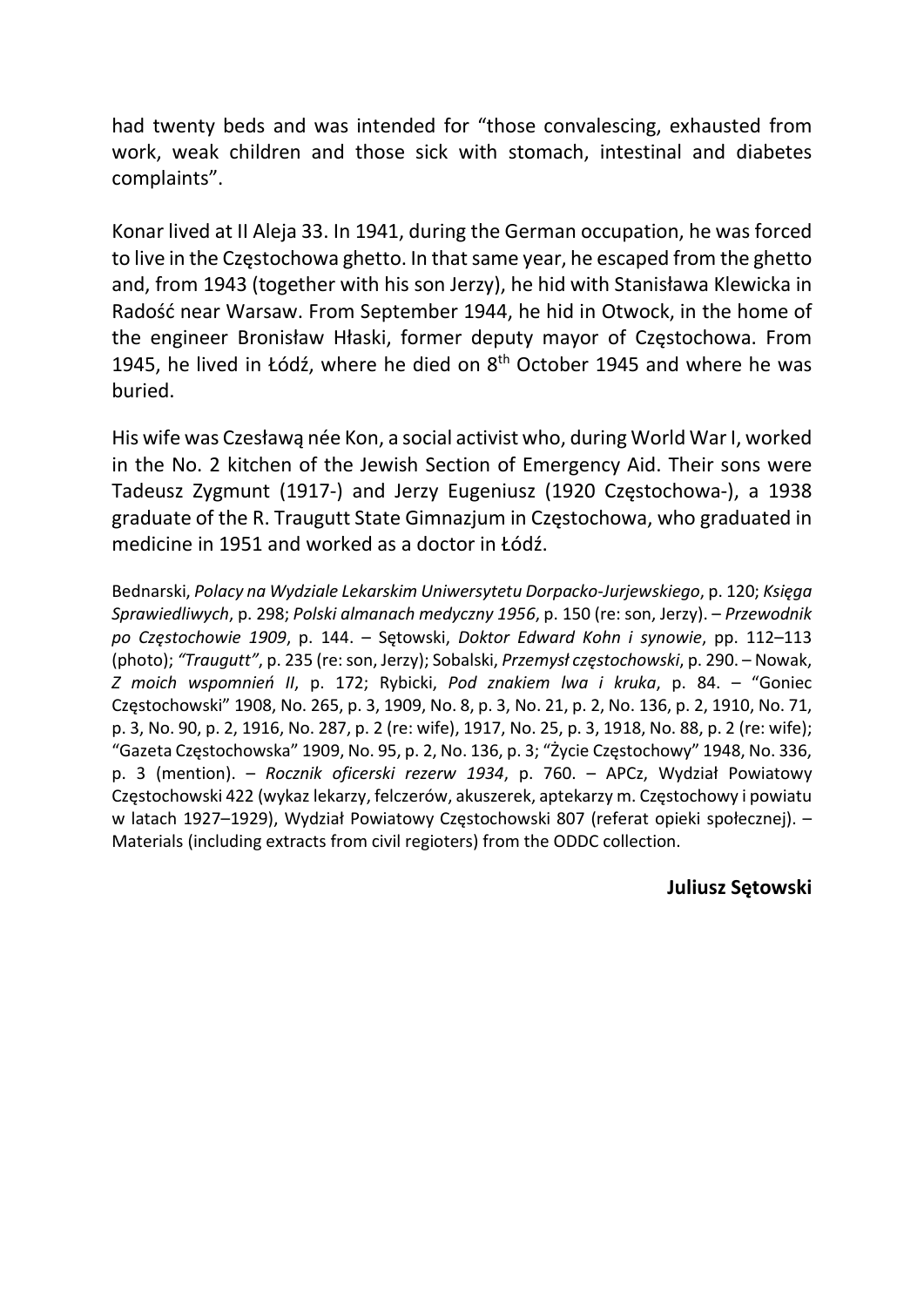had twenty beds and was intended for "those convalescing, exhausted from work, weak children and those sick with stomach, intestinal and diabetes complaints".

Konar lived at II Aleja 33. In 1941, during the German occupation, he was forced to live in the Częstochowa ghetto. In that same year, he escaped from the ghetto and, from 1943 (together with his son Jerzy), he hid with Stanisława Klewicka in Radość near Warsaw. From September 1944, he hid in Otwock, in the home of the engineer Bronisław Hłaski, former deputy mayor of Częstochowa. From 1945, he lived in Łódź, where he died on 8th October 1945 and where he was buried.

His wife was Czesławą née Kon, a social activist who, during World War I, worked in the No. 2 kitchen of the Jewish Section of Emergency Aid. Their sons were Tadeusz Zygmunt (1917-) and Jerzy Eugeniusz (1920 Częstochowa-), a 1938 graduate of the R. Traugutt State Gimnazjum in Częstochowa, who graduated in medicine in 1951 and worked as a doctor in Łódź.

Bednarski, *Polacy na Wydziale Lekarskim Uniwersytetu Dorpacko-Jurjewskiego*, p. 120; *Księga Sprawiedliwych*, p. 298; *Polski almanach medyczny 1956*, p. 150 (re: son, Jerzy). – *Przewodnik po Częstochowie 1909*, p. 144. – Sętowski, *Doktor Edward Kohn i synowie*, pp. 112–113 (photo); *"Traugutt"*, p. 235 (re: son, Jerzy); Sobalski, *Przemysł częstochowski*, p. 290. – Nowak, *Z moich wspomnień II*, p. 172; Rybicki, *Pod znakiem lwa i kruka*, p. 84. – "Goniec Częstochowski" 1908, No. 265, p. 3, 1909, No. 8, p. 3, No. 21, p. 2, No. 136, p. 2, 1910, No. 71, p. 3, No. 90, p. 2, 1916, No. 287, p. 2 (re: wife), 1917, No. 25, p. 3, 1918, No. 88, p. 2 (re: wife); "Gazeta Częstochowska" 1909, No. 95, p. 2, No. 136, p. 3; "Życie Częstochowy" 1948, No. 336, p. 3 (mention). – *Rocznik oficerski rezerw 1934*, p. 760. – APCz, Wydział Powiatowy Częstochowski 422 (wykaz lekarzy, felczerów, akuszerek, aptekarzy m. Częstochowy i powiatu w latach 1927–1929), Wydział Powiatowy Częstochowski 807 (referat opieki społecznej). – Materials (including extracts from civil regioters) from the ODDC collection.

**Juliusz Sętowski**